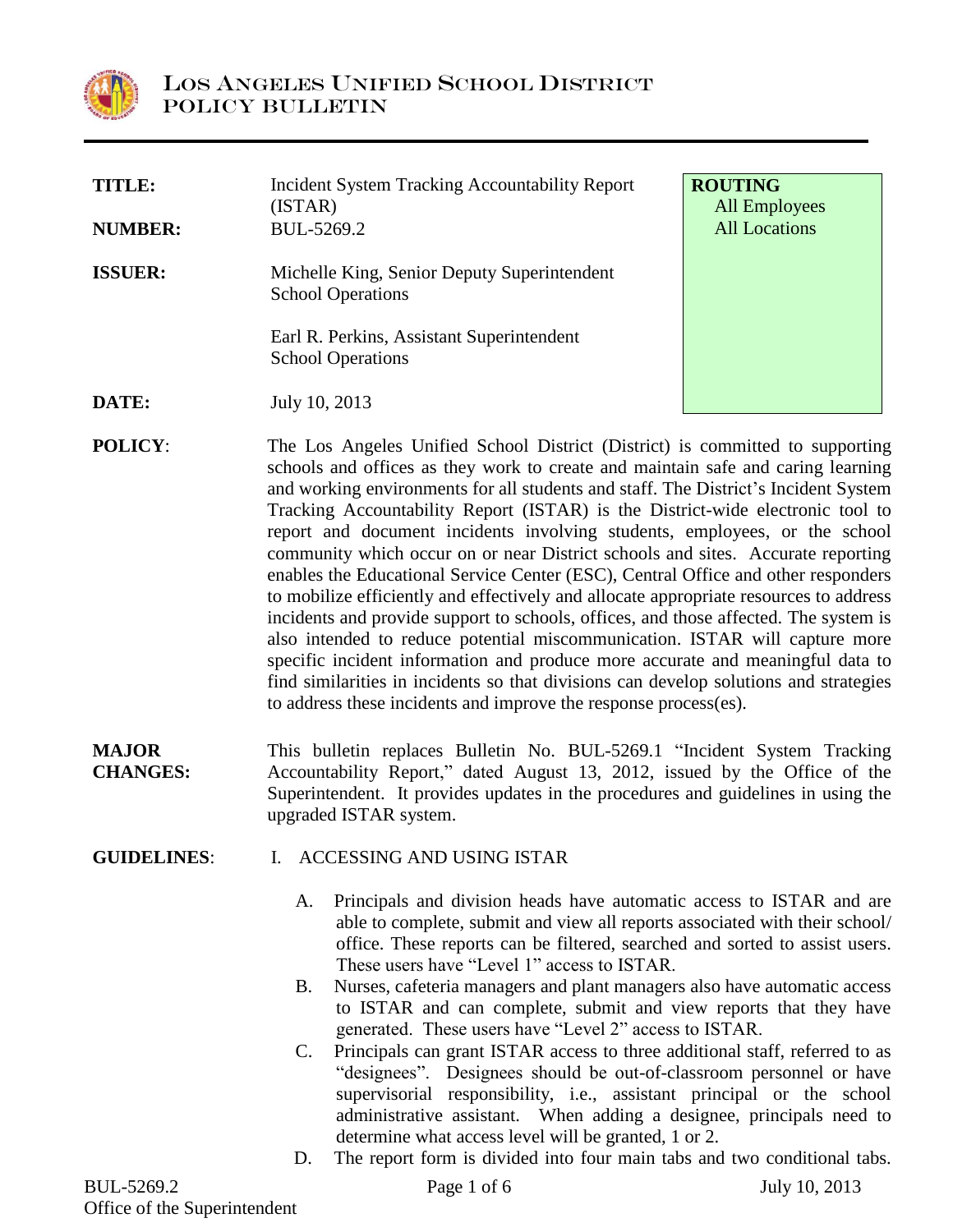# LOS ANGELES UNIFIED SCHOOL DISTRICT
## POLICY BULLETIN

| | | |
|---|---|---|
| **TITLE:** | Incident System Tracking Accountability Report (ISTAR) | **ROUTING** All Employees All Locations |
| **NUMBER:** | BUL-5269.2 | |
| **ISSUER:** | Michelle King, Senior Deputy Superintendent School Operations<br><br>Earl R. Perkins, Assistant Superintendent School Operations | |
| **DATE:** | July 10, 2013 | |

**POLICY**: The Los Angeles Unified School District (District) is committed to supporting schools and offices as they work to create and maintain safe and caring learning and working environments for all students and staff. The District's Incident System Tracking Accountability Report (ISTAR) is the District-wide electronic tool to report and document incidents involving students, employees, or the school community which occur on or near District schools and sites. Accurate reporting enables the Educational Service Center (ESC), Central Office and other responders to mobilize efficiently and effectively and allocate appropriate resources to address incidents and provide support to schools, offices, and those affected. The system is also intended to reduce potential miscommunication. ISTAR will capture more specific incident information and produce more accurate and meaningful data to find similarities in incidents so that divisions can develop solutions and strategies to address these incidents and improve the response process(es).

**MAJOR CHANGES:** This bulletin replaces Bulletin No. BUL-5269.1 "Incident System Tracking Accountability Report," dated August 13, 2012, issued by the Office of the Superintendent. It provides updates in the procedures and guidelines in using the upgraded ISTAR system.

**GUIDELINES**:

I. ACCESSING AND USING ISTAR

A. Principals and division heads have automatic access to ISTAR and are able to complete, submit and view all reports associated with their school/ office. These reports can be filtered, searched and sorted to assist users. These users have "Level 1" access to ISTAR.

B. Nurses, cafeteria managers and plant managers also have automatic access to ISTAR and can complete, submit and view reports that they have generated. These users have "Level 2" access to ISTAR.

C. Principals can grant ISTAR access to three additional staff, referred to as "designees". Designees should be out-of-classroom personnel or have supervisorial responsibility, i.e., assistant principal or the school administrative assistant. When adding a designee, principals need to determine what access level will be granted, 1 or 2.

D. The report form is divided into four main tabs and two conditional tabs.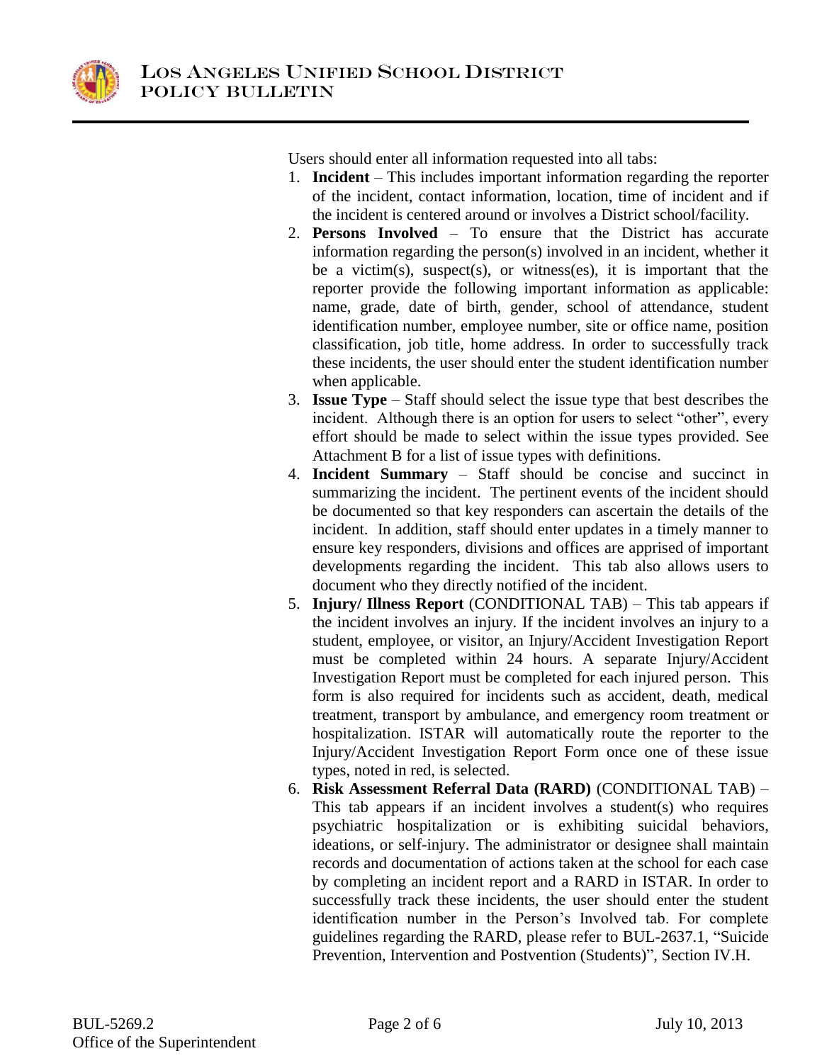Users should enter all information requested into all tabs:

1. **Incident** – This includes important information regarding the reporter of the incident, contact information, location, time of incident and if the incident is centered around or involves a District school/facility.
2. **Persons Involved** – To ensure that the District has accurate information regarding the person(s) involved in an incident, whether it be a victim(s), suspect(s), or witness(es), it is important that the reporter provide the following important information as applicable: name, grade, date of birth, gender, school of attendance, student identification number, employee number, site or office name, position classification, job title, home address. In order to successfully track these incidents, the user should enter the student identification number when applicable.
3. **Issue Type** – Staff should select the issue type that best describes the incident. Although there is an option for users to select "other", every effort should be made to select within the issue types provided. See Attachment B for a list of issue types with definitions.
4. **Incident Summary** – Staff should be concise and succinct in summarizing the incident. The pertinent events of the incident should be documented so that key responders can ascertain the details of the incident. In addition, staff should enter updates in a timely manner to ensure key responders, divisions and offices are apprised of important developments regarding the incident. This tab also allows users to document who they directly notified of the incident.
5. **Injury/ Illness Report** (CONDITIONAL TAB) – This tab appears if the incident involves an injury. If the incident involves an injury to a student, employee, or visitor, an Injury/Accident Investigation Report must be completed within 24 hours. A separate Injury/Accident Investigation Report must be completed for each injured person. This form is also required for incidents such as accident, death, medical treatment, transport by ambulance, and emergency room treatment or hospitalization. ISTAR will automatically route the reporter to the Injury/Accident Investigation Report Form once one of these issue types, noted in red, is selected.
6. **Risk Assessment Referral Data (RARD)** (CONDITIONAL TAB) – This tab appears if an incident involves a student(s) who requires psychiatric hospitalization or is exhibiting suicidal behaviors, ideations, or self-injury. The administrator or designee shall maintain records and documentation of actions taken at the school for each case by completing an incident report and a RARD in ISTAR. In order to successfully track these incidents, the user should enter the student identification number in the Person's Involved tab. For complete guidelines regarding the RARD, please refer to BUL-2637.1, "Suicide Prevention, Intervention and Postvention (Students)", Section IV.H.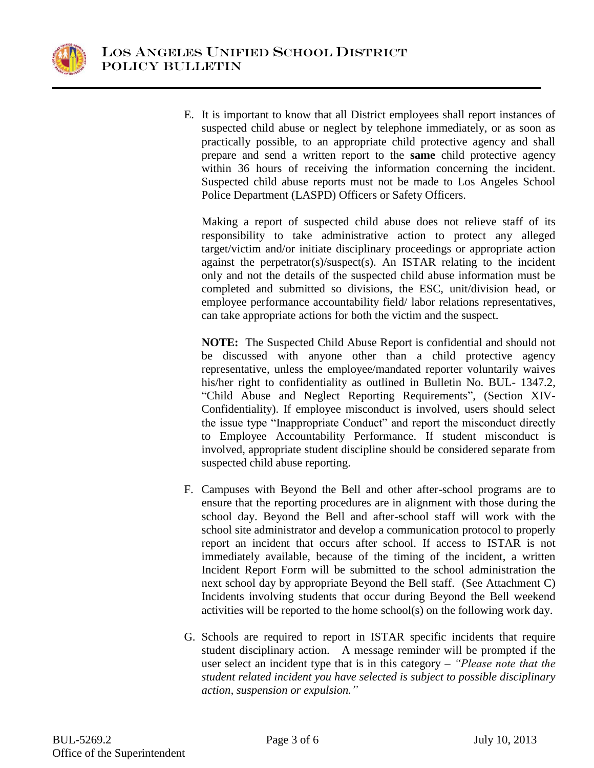E. It is important to know that all District employees shall report instances of suspected child abuse or neglect by telephone immediately, or as soon as practically possible, to an appropriate child protective agency and shall prepare and send a written report to the **same** child protective agency within 36 hours of receiving the information concerning the incident. Suspected child abuse reports must not be made to Los Angeles School Police Department (LASPD) Officers or Safety Officers.

   Making a report of suspected child abuse does not relieve staff of its responsibility to take administrative action to protect any alleged target/victim and/or initiate disciplinary proceedings or appropriate action against the perpetrator(s)/suspect(s). An ISTAR relating to the incident only and not the details of the suspected child abuse information must be completed and submitted so divisions, the ESC, unit/division head, or employee performance accountability field/ labor relations representatives, can take appropriate actions for both the victim and the suspect.

   **NOTE:** The Suspected Child Abuse Report is confidential and should not be discussed with anyone other than a child protective agency representative, unless the employee/mandated reporter voluntarily waives his/her right to confidentiality as outlined in Bulletin No. BUL- 1347.2, "Child Abuse and Neglect Reporting Requirements", (Section XIV-Confidentiality). If employee misconduct is involved, users should select the issue type "Inappropriate Conduct" and report the misconduct directly to Employee Accountability Performance. If student misconduct is involved, appropriate student discipline should be considered separate from suspected child abuse reporting.

F. Campuses with Beyond the Bell and other after-school programs are to ensure that the reporting procedures are in alignment with those during the school day. Beyond the Bell and after-school staff will work with the school site administrator and develop a communication protocol to properly report an incident that occurs after school. If access to ISTAR is not immediately available, because of the timing of the incident, a written Incident Report Form will be submitted to the school administration the next school day by appropriate Beyond the Bell staff. (See Attachment C) Incidents involving students that occur during Beyond the Bell weekend activities will be reported to the home school(s) on the following work day.

G. Schools are required to report in ISTAR specific incidents that require student disciplinary action. A message reminder will be prompted if the user select an incident type that is in this category – *"Please note that the student related incident you have selected is subject to possible disciplinary action, suspension or expulsion."*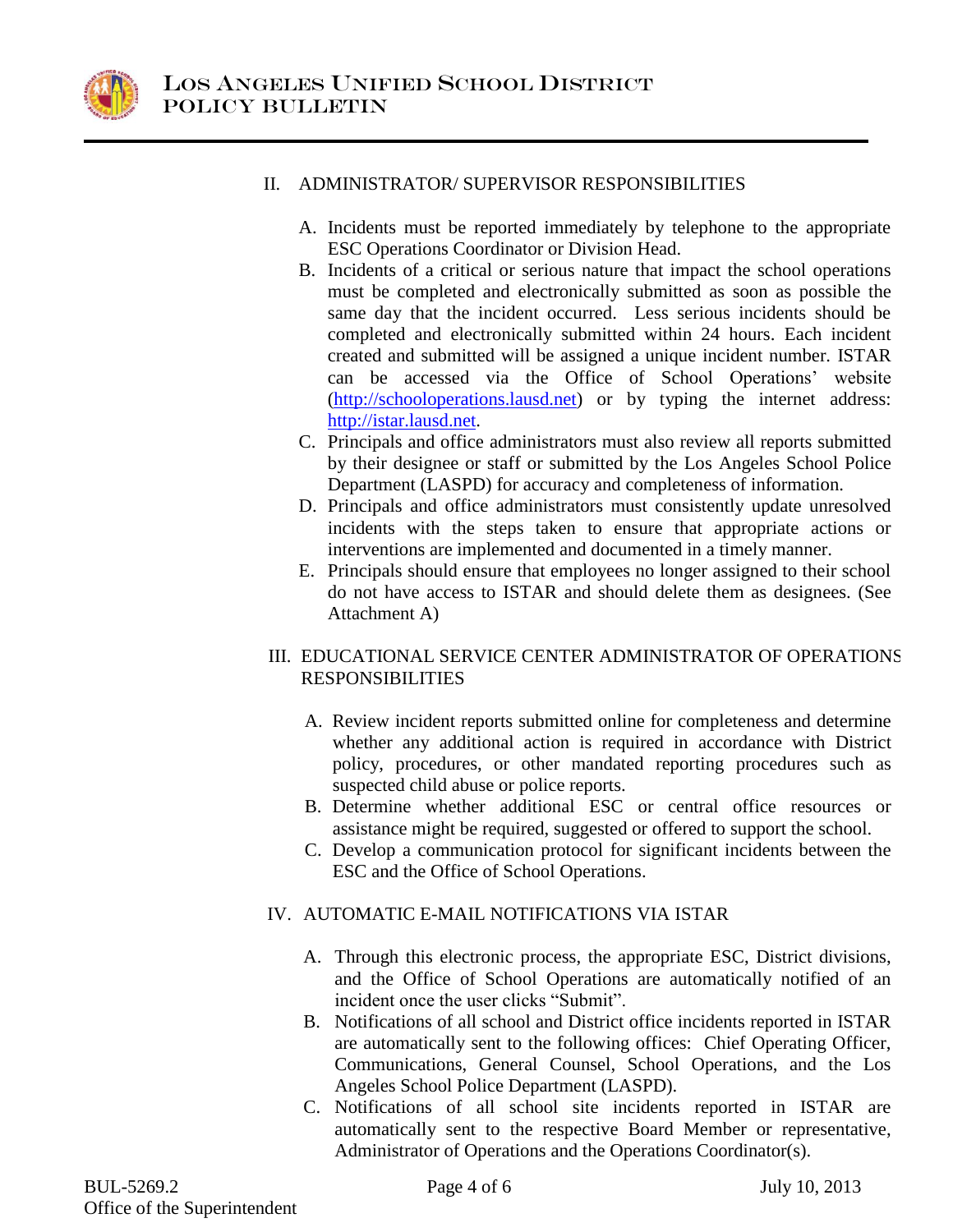## II. ADMINISTRATOR/ SUPERVISOR RESPONSIBILITIES

A. Incidents must be reported immediately by telephone to the appropriate ESC Operations Coordinator or Division Head.

B. Incidents of a critical or serious nature that impact the school operations must be completed and electronically submitted as soon as possible the same day that the incident occurred. Less serious incidents should be completed and electronically submitted within 24 hours. Each incident created and submitted will be assigned a unique incident number. ISTAR can be accessed via the Office of School Operations' website (http://schooloperations.lausd.net) or by typing the internet address: http://istar.lausd.net.

C. Principals and office administrators must also review all reports submitted by their designee or staff or submitted by the Los Angeles School Police Department (LASPD) for accuracy and completeness of information.

D. Principals and office administrators must consistently update unresolved incidents with the steps taken to ensure that appropriate actions or interventions are implemented and documented in a timely manner.

E. Principals should ensure that employees no longer assigned to their school do not have access to ISTAR and should delete them as designees. (See Attachment A)

## III. EDUCATIONAL SERVICE CENTER ADMINISTRATOR OF OPERATIONS RESPONSIBILITIES

A. Review incident reports submitted online for completeness and determine whether any additional action is required in accordance with District policy, procedures, or other mandated reporting procedures such as suspected child abuse or police reports.

B. Determine whether additional ESC or central office resources or assistance might be required, suggested or offered to support the school.

C. Develop a communication protocol for significant incidents between the ESC and the Office of School Operations.

## IV. AUTOMATIC E-MAIL NOTIFICATIONS VIA ISTAR

A. Through this electronic process, the appropriate ESC, District divisions, and the Office of School Operations are automatically notified of an incident once the user clicks "Submit".

B. Notifications of all school and District office incidents reported in ISTAR are automatically sent to the following offices: Chief Operating Officer, Communications, General Counsel, School Operations, and the Los Angeles School Police Department (LASPD).

C. Notifications of all school site incidents reported in ISTAR are automatically sent to the respective Board Member or representative, Administrator of Operations and the Operations Coordinator(s).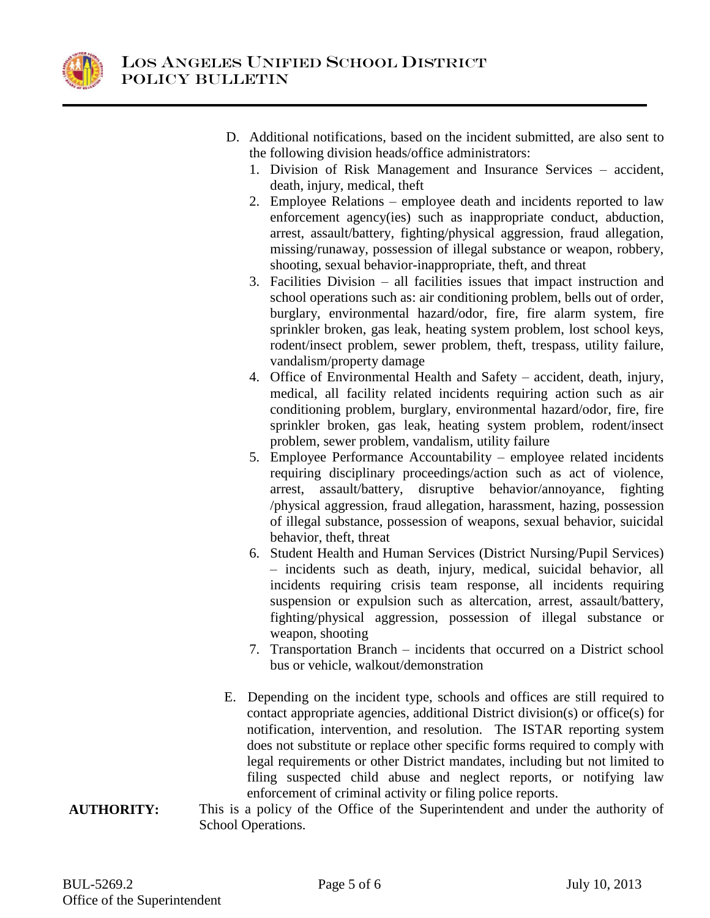D. Additional notifications, based on the incident submitted, are also sent to the following division heads/office administrators:
   1. Division of Risk Management and Insurance Services – accident, death, injury, medical, theft
   2. Employee Relations – employee death and incidents reported to law enforcement agency(ies) such as inappropriate conduct, abduction, arrest, assault/battery, fighting/physical aggression, fraud allegation, missing/runaway, possession of illegal substance or weapon, robbery, shooting, sexual behavior-inappropriate, theft, and threat
   3. Facilities Division – all facilities issues that impact instruction and school operations such as: air conditioning problem, bells out of order, burglary, environmental hazard/odor, fire, fire alarm system, fire sprinkler broken, gas leak, heating system problem, lost school keys, rodent/insect problem, sewer problem, theft, trespass, utility failure, vandalism/property damage
   4. Office of Environmental Health and Safety – accident, death, injury, medical, all facility related incidents requiring action such as air conditioning problem, burglary, environmental hazard/odor, fire, fire sprinkler broken, gas leak, heating system problem, rodent/insect problem, sewer problem, vandalism, utility failure
   5. Employee Performance Accountability – employee related incidents requiring disciplinary proceedings/action such as act of violence, arrest, assault/battery, disruptive behavior/annoyance, fighting /physical aggression, fraud allegation, harassment, hazing, possession of illegal substance, possession of weapons, sexual behavior, suicidal behavior, theft, threat
   6. Student Health and Human Services (District Nursing/Pupil Services) – incidents such as death, injury, medical, suicidal behavior, all incidents requiring crisis team response, all incidents requiring suspension or expulsion such as altercation, arrest, assault/battery, fighting/physical aggression, possession of illegal substance or weapon, shooting
   7. Transportation Branch – incidents that occurred on a District school bus or vehicle, walkout/demonstration

E. Depending on the incident type, schools and offices are still required to contact appropriate agencies, additional District division(s) or office(s) for notification, intervention, and resolution. The ISTAR reporting system does not substitute or replace other specific forms required to comply with legal requirements or other District mandates, including but not limited to filing suspected child abuse and neglect reports, or notifying law enforcement of criminal activity or filing police reports.

**AUTHORITY:** This is a policy of the Office of the Superintendent and under the authority of School Operations.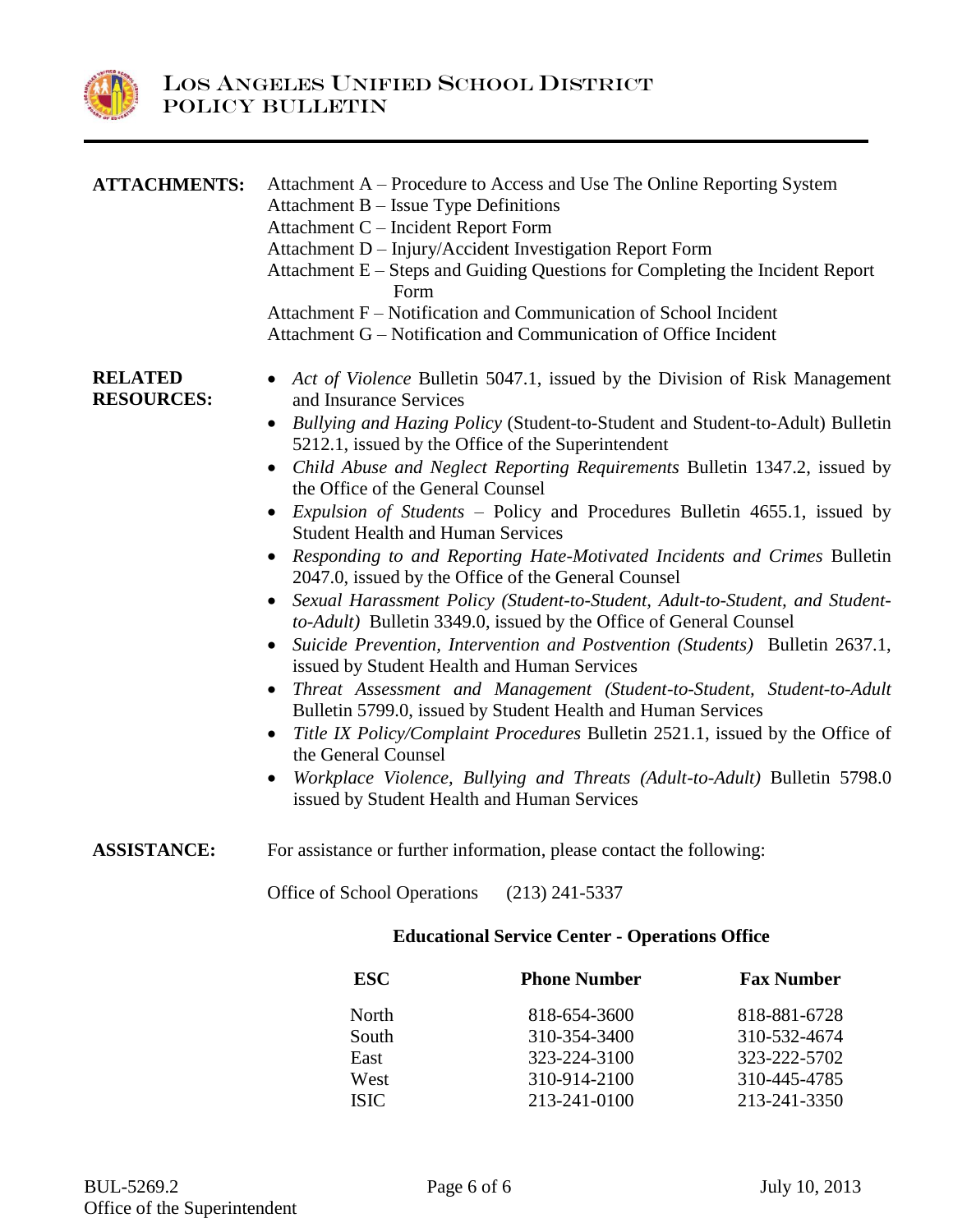**ATTACHMENTS:**

Attachment A – Procedure to Access and Use The Online Reporting System
Attachment B – Issue Type Definitions
Attachment C – Incident Report Form
Attachment D – Injury/Accident Investigation Report Form
Attachment E – Steps and Guiding Questions for Completing the Incident Report Form
Attachment F – Notification and Communication of School Incident
Attachment G – Notification and Communication of Office Incident

**RELATED RESOURCES:**

- *Act of Violence* Bulletin 5047.1, issued by the Division of Risk Management and Insurance Services
- *Bullying and Hazing Policy* (Student-to-Student and Student-to-Adult) Bulletin 5212.1, issued by the Office of the Superintendent
- *Child Abuse and Neglect Reporting Requirements* Bulletin 1347.2, issued by the Office of the General Counsel
- *Expulsion of Students* – Policy and Procedures Bulletin 4655.1, issued by Student Health and Human Services
- *Responding to and Reporting Hate-Motivated Incidents and Crimes* Bulletin 2047.0, issued by the Office of the General Counsel
- *Sexual Harassment Policy (Student-to-Student, Adult-to-Student, and Student-to-Adult)* Bulletin 3349.0, issued by the Office of General Counsel
- *Suicide Prevention, Intervention and Postvention (Students)* Bulletin 2637.1, issued by Student Health and Human Services
- *Threat Assessment and Management (Student-to-Student, Student-to-Adult* Bulletin 5799.0, issued by Student Health and Human Services
- *Title IX Policy/Complaint Procedures* Bulletin 2521.1, issued by the Office of the General Counsel
- *Workplace Violence, Bullying and Threats (Adult-to-Adult)* Bulletin 5798.0 issued by Student Health and Human Services

**ASSISTANCE:**

For assistance or further information, please contact the following:

Office of School Operations (213) 241-5337

**Educational Service Center - Operations Office**

| ESC | Phone Number | Fax Number |
|---|---|---|
| North | 818-654-3600 | 818-881-6728 |
| South | 310-354-3400 | 310-532-4674 |
| East | 323-224-3100 | 323-222-5702 |
| West | 310-914-2100 | 310-445-4785 |
| ISIC | 213-241-0100 | 213-241-3350 |